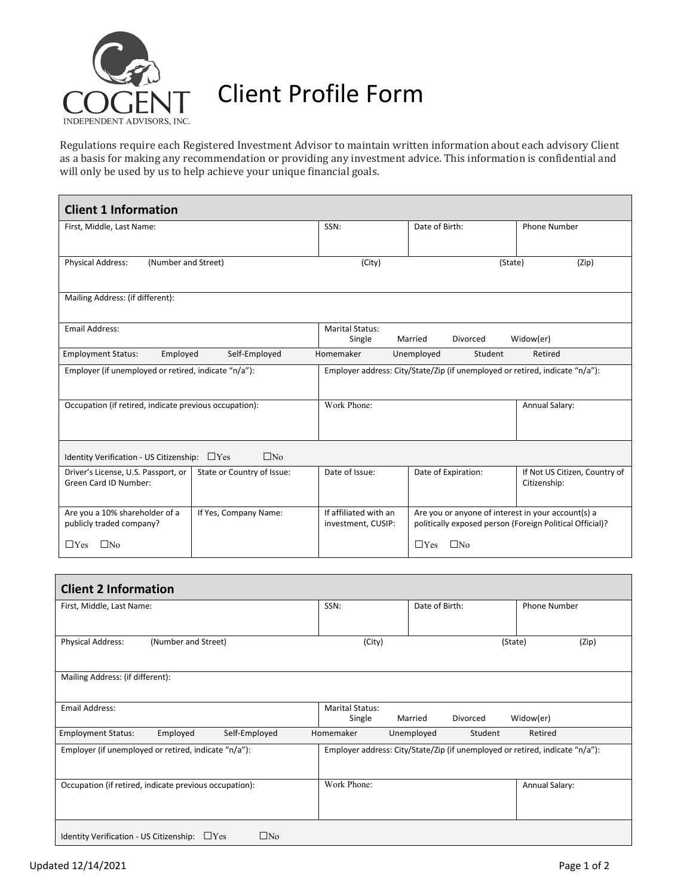# Client Profile Form

COGENT INDEPENDENT ADVISORS, INC.

Regulations require each Registered Investment Advisor to maintain written information about each advisory Client as a basis for making any recommendation or providing any investment advice. This information is confidential and will only be used by us to help achieve your unique financial goals.

## Client 1 Information

| First, Middle, Last Name: | | SSN: | Date of Birth: | Phone Number |
|---|---|---|---|---|
| Physical Address: (Number and Street) | | (City) | (State) | (Zip) |
| Mailing Address: (if different): | | | | |
| Email Address: | | Marital Status: Single Married Divorced Widow(er) | | |
| Employment Status: Employed Self-Employed Homemaker Unemployed Student Retired | | | | |
| Employer (if unemployed or retired, indicate "n/a"): | | Employer address: City/State/Zip (if unemployed or retired, indicate "n/a"): | | |
| Occupation (if retired, indicate previous occupation): | | Work Phone: | | Annual Salary: |
| Identity Verification - US Citizenship: ☐Yes ☐No | | | | |
| Driver's License, U.S. Passport, or Green Card ID Number: | State or Country of Issue: | Date of Issue: | Date of Expiration: | If Not US Citizen, Country of Citizenship: |
| Are you a 10% shareholder of a publicly traded company? ☐Yes ☐No | If Yes, Company Name: | If affiliated with an investment, CUSIP: | Are you or anyone of interest in your account(s) a politically exposed person (Foreign Political Official)? ☐Yes ☐No | |

## Client 2 Information

| First, Middle, Last Name: | SSN: | Date of Birth: | Phone Number |
|---|---|---|---|
| Physical Address: (Number and Street) | (City) | (State) | (Zip) |
| Mailing Address: (if different): | | | |
| Email Address: | Marital Status: Single Married Divorced Widow(er) | | |
| Employment Status: Employed Self-Employed Homemaker Unemployed Student Retired | | | |
| Employer (if unemployed or retired, indicate "n/a"): | Employer address: City/State/Zip (if unemployed or retired, indicate "n/a"): | | |
| Occupation (if retired, indicate previous occupation): | Work Phone: | | Annual Salary: |
| Identity Verification - US Citizenship: ☐Yes ☐No | | | |

Updated 12/14/2021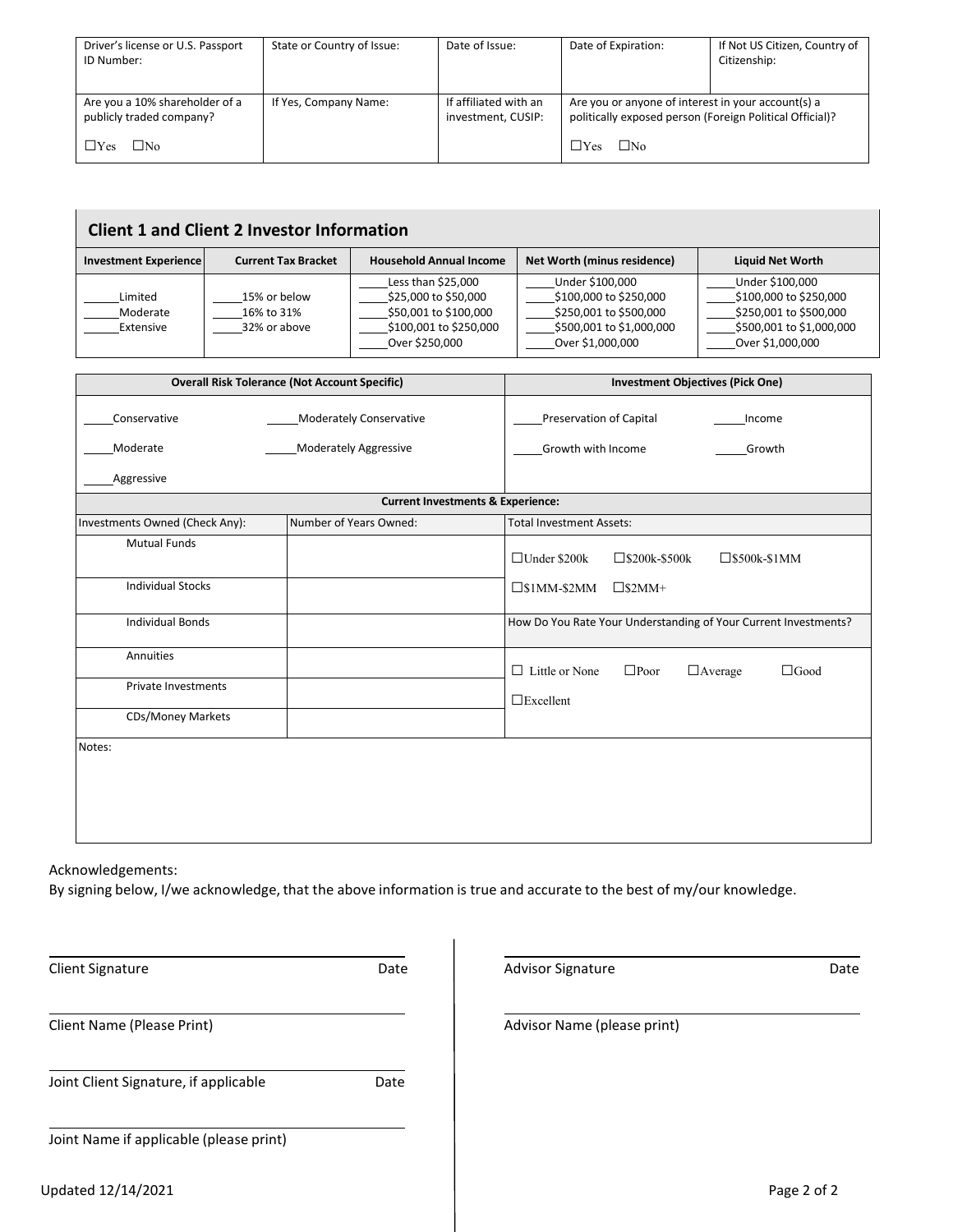| Driver's license or U.S. Passport ID Number: | State or Country of Issue: | Date of Issue: | Date of Expiration: | If Not US Citizen, Country of Citizenship: |
|---|---|---|---|---|
| Are you a 10% shareholder of a publicly traded company?<br>☐Yes ☐No | If Yes, Company Name: | If affiliated with an investment, CUSIP: | Are you or anyone of interest in your account(s) a politically exposed person (Foreign Political Official)?<br>☐Yes ☐No | |

## Client 1 and Client 2 Investor Information

| Investment Experience | Current Tax Bracket | Household Annual Income | Net Worth (minus residence) | Liquid Net Worth |
|---|---|---|---|---|
| _____Limited<br>_____Moderate<br>_____Extensive | _____15% or below<br>_____16% to 31%<br>_____32% or above | _____Less than $25,000<br>_____$25,000 to $50,000<br>_____$50,001 to $100,000<br>_____$100,001 to $250,000<br>_____Over $250,000 | _____Under $100,000<br>_____$100,000 to $250,000<br>_____$250,001 to $500,000<br>_____$500,001 to $1,000,000<br>_____Over $1,000,000 | _____Under $100,000<br>_____$100,000 to $250,000<br>_____$250,001 to $500,000<br>_____$500,001 to $1,000,000<br>_____Over $1,000,000 |

| Overall Risk Tolerance (Not Account Specific) | | Investment Objectives (Pick One) | |
|---|---|---|---|
| _____Conservative | _____Moderately Conservative | _____Preservation of Capital | _____Income |
| _____Moderate | _____Moderately Aggressive | _____Growth with Income | _____Growth |
| _____Aggressive | | | |

**Current Investments & Experience:**

| Investments Owned (Check Any): | Number of Years Owned: | Total Investment Assets: |
|---|---|---|
| Mutual Funds | | ☐Under $200k ☐$200k-$500k ☐$500k-$1MM |
| Individual Stocks | | ☐$1MM-$2MM ☐$2MM+ |
| Individual Bonds | | How Do You Rate Your Understanding of Your Current Investments? |
| Annuities | | ☐ Little or None ☐Poor ☐Average ☐Good |
| Private Investments | | ☐Excellent |
| CDs/Money Markets | | |

Notes:

Acknowledgements:
By signing below, I/we acknowledge, that the above information is true and accurate to the best of my/our knowledge.

| | | | |
|---|---|---|---|
| Client Signature | Date | Advisor Signature | Date |
| Client Name (Please Print) | | Advisor Name (please print) | |
| Joint Client Signature, if applicable | Date | | |
| Joint Name if applicable (please print) | | | |

Updated 12/14/2021